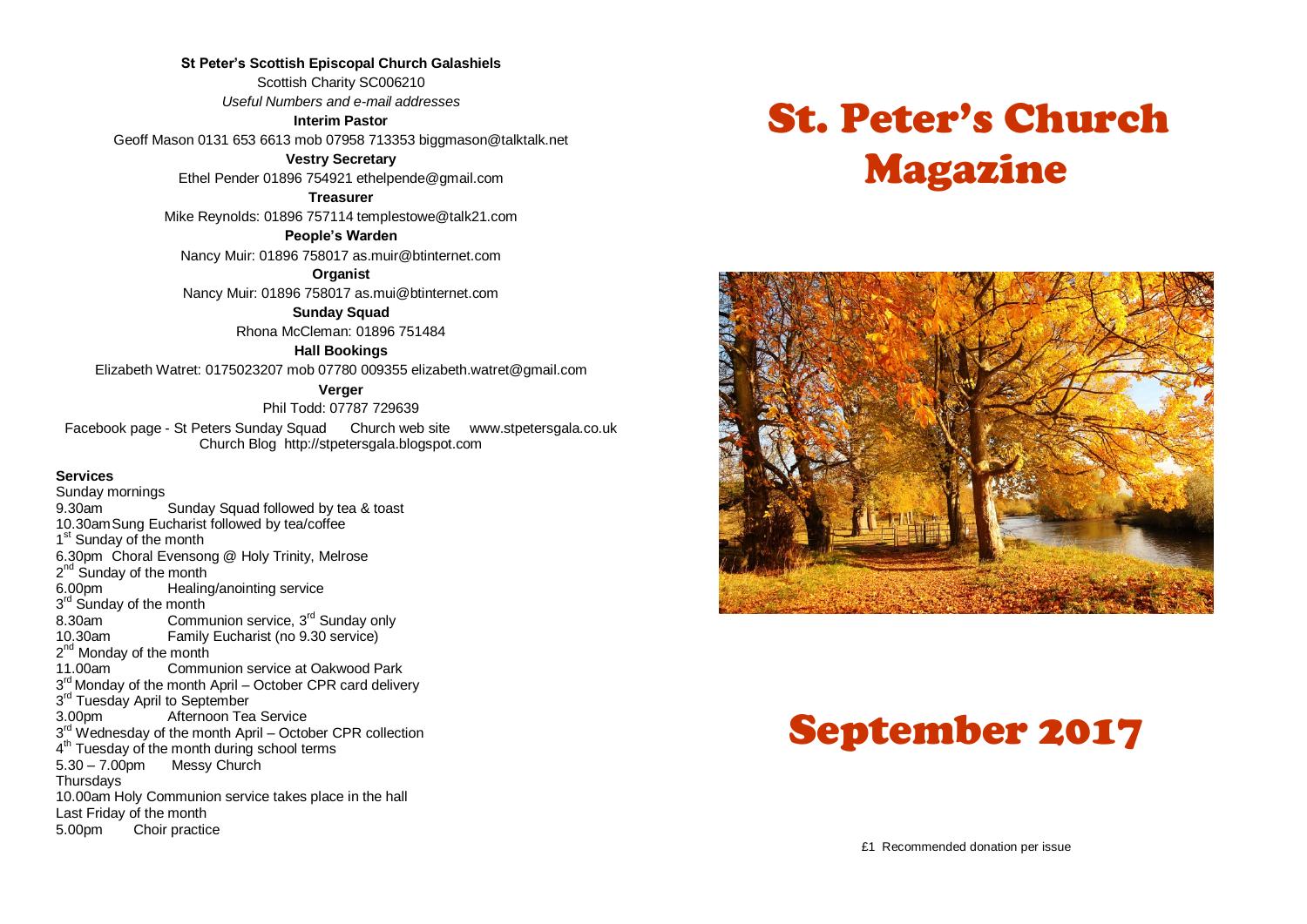**St Peter's Scottish Episcopal Church Galashiels**

Scottish Charity SC006210

*Useful Numbers and e-mail addresses*

**Interim Pastor**

Geoff Mason 0131 653 6613 mob 07958 713353 biggmason@talktalk.net

**Vestry Secretary**

Ethel Pender 01896 754921 ethelpende@gmail.com

**Treasurer**

Mike Reynolds: 01896 757114 templestowe@talk21.com

**People's Warden**

Nancy Muir: 01896 758017 as.muir@btinternet.com

**Organist**

Nancy Muir: 01896 758017 as.mui@btinternet.com

**Sunday Squad**

Rhona McCleman: 01896 751484

**Hall Bookings**

Elizabeth Watret: 0175023207 mob 07780 009355 elizabeth.watret@gmail.com

**Verger**

Phil Todd: 07787 729639

Facebook page - St Peters Sunday Squad Church web site www.stpetersgala.co.uk
Church Blog http://stpetersgala.blogspot.com

**Services**

Sunday mornings
9.30am Sunday Squad followed by tea & toast
10.30am Sung Eucharist followed by tea/coffee
1st Sunday of the month
6.30pm Choral Evensong @ Holy Trinity, Melrose
2nd Sunday of the month
6.00pm Healing/anointing service
3rd Sunday of the month
8.30am Communion service, 3rd Sunday only
10.30am Family Eucharist (no 9.30 service)
2nd Monday of the month
11.00am Communion service at Oakwood Park
3rd Monday of the month April – October CPR card delivery
3rd Tuesday April to September
3.00pm Afternoon Tea Service
3rd Wednesday of the month April – October CPR collection
4th Tuesday of the month during school terms
5.30 – 7.00pm Messy Church
Thursdays
10.00am Holy Communion service takes place in the hall
Last Friday of the month
5.00pm Choir practice

# St. Peter's Church Magazine

# September 2017

£1 Recommended donation per issue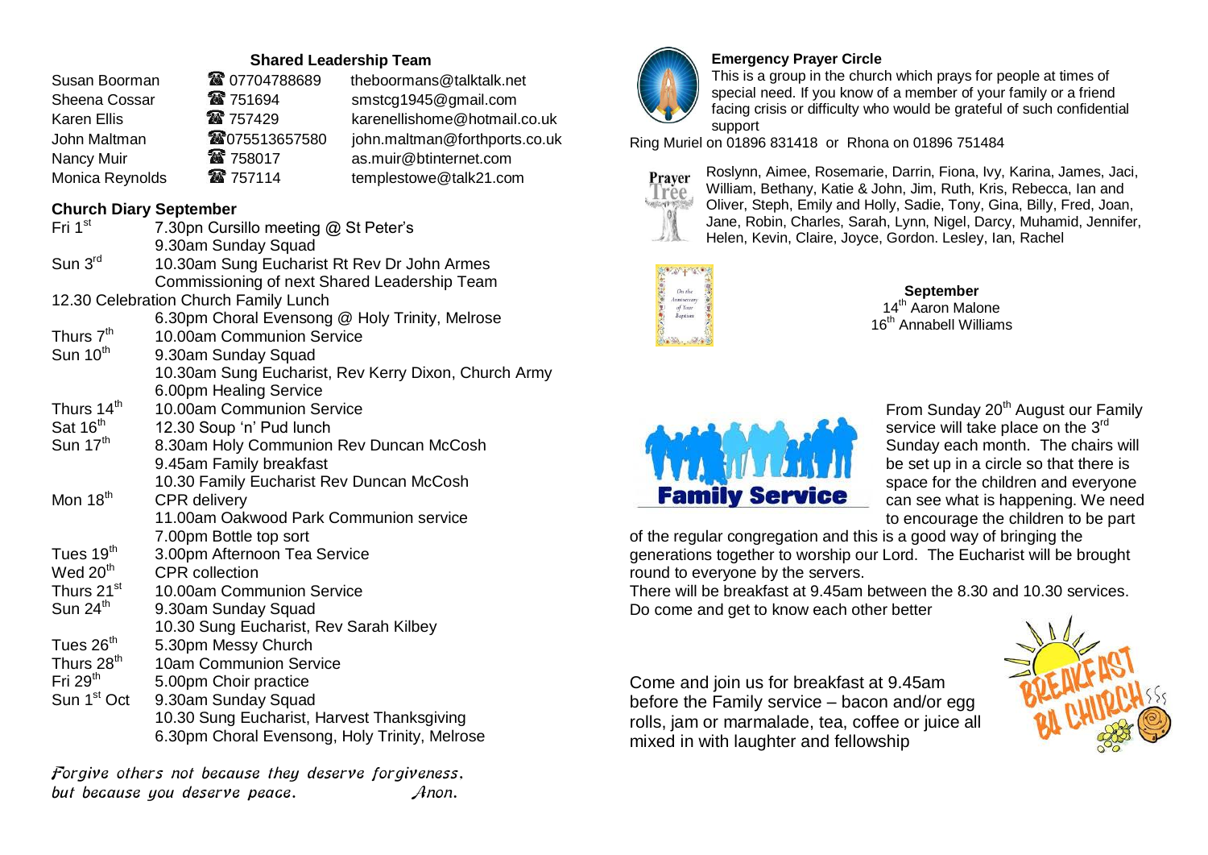## Shared Leadership Team

| | | |
|---|---|---|
| Susan Boorman | ☎ 07704788689 | theboormans@talktalk.net |
| Sheena Cossar | ☎ 751694 | smstcg1945@gmail.com |
| Karen Ellis | ☎ 757429 | karenellishome@hotmail.co.uk |
| John Maltman | ☎075513657580 | john.maltman@forthports.co.uk |
| Nancy Muir | ☎ 758017 | as.muir@btinternet.com |
| Monica Reynolds | ☎ 757114 | templestowe@talk21.com |

## Church Diary September

| | |
|---|---|
| Fri 1st | 7.30pn Cursillo meeting @ St Peter's |
| | 9.30am Sunday Squad |
| Sun 3rd | 10.30am Sung Eucharist Rt Rev Dr John Armes |
| | Commissioning of next Shared Leadership Team |
| 12.30 Celebration Church Family Lunch | |
| | 6.30pm Choral Evensong @ Holy Trinity, Melrose |
| Thurs 7th | 10.00am Communion Service |
| Sun 10th | 9.30am Sunday Squad |
| | 10.30am Sung Eucharist, Rev Kerry Dixon, Church Army |
| | 6.00pm Healing Service |
| Thurs 14th | 10.00am Communion Service |
| Sat 16th | 12.30 Soup 'n' Pud lunch |
| Sun 17th | 8.30am Holy Communion Rev Duncan McCosh |
| | 9.45am Family breakfast |
| | 10.30 Family Eucharist Rev Duncan McCosh |
| Mon 18th | CPR delivery |
| | 11.00am Oakwood Park Communion service |
| | 7.00pm Bottle top sort |
| Tues 19th | 3.00pm Afternoon Tea Service |
| Wed 20th | CPR collection |
| Thurs 21st | 10.00am Communion Service |
| Sun 24th | 9.30am Sunday Squad |
| | 10.30 Sung Eucharist, Rev Sarah Kilbey |
| Tues 26th | 5.30pm Messy Church |
| Thurs 28th | 10am Communion Service |
| Fri 29th | 5.00pm Choir practice |
| Sun 1st Oct | 9.30am Sunday Squad |
| | 10.30 Sung Eucharist, Harvest Thanksgiving |
| | 6.30pm Choral Evensong, Holy Trinity, Melrose |

*Forgive others not because they deserve forgiveness, but because you deserve peace.* — *Anon.*

### Emergency Prayer Circle

This is a group in the church which prays for people at times of special need. If you know of a member of your family or a friend facing crisis or difficulty who would be grateful of such confidential support

Ring Muriel on 01896 831418 or Rhona on 01896 751484

**Prayer Tree**

Roslynn, Aimee, Rosemarie, Darrin, Fiona, Ivy, Karina, James, Jaci, William, Bethany, Katie & John, Jim, Ruth, Kris, Rebecca, Ian and Oliver, Steph, Emily and Holly, Sadie, Tony, Gina, Billy, Fred, Joan, Jane, Robin, Charles, Sarah, Lynn, Nigel, Darcy, Muhamid, Jennifer, Helen, Kevin, Claire, Joyce, Gordon. Lesley, Ian, Rachel

*On the Anniversary of Your Baptism*

**September**
14th Aaron Malone
16th Annabell Williams

**Family Service**

From Sunday 20th August our Family service will take place on the 3rd Sunday each month. The chairs will be set up in a circle so that there is space for the children and everyone can see what is happening. We need to encourage the children to be part of the regular congregation and this is a good way of bringing the generations together to worship our Lord. The Eucharist will be brought round to everyone by the servers.

There will be breakfast at 9.45am between the 8.30 and 10.30 services. Do come and get to know each other better

Come and join us for breakfast at 9.45am before the Family service – bacon and/or egg rolls, jam or marmalade, tea, coffee or juice all mixed in with laughter and fellowship

**BREAKFAST BY CHURCH**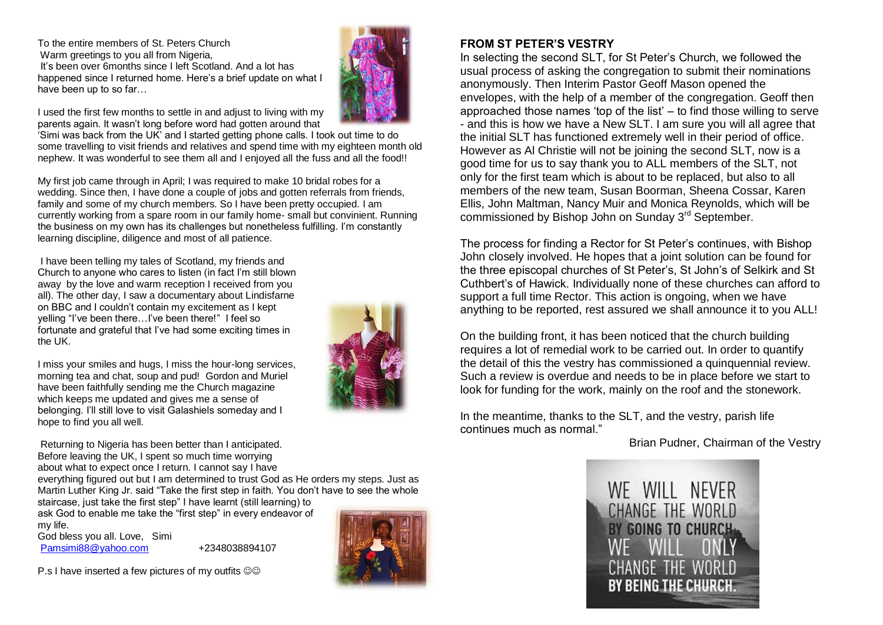To the entire members of St. Peters Church
Warm greetings to you all from Nigeria,
It's been over 6months since I left Scotland. And a lot has happened since I returned home. Here's a brief update on what I have been up to so far…

I used the first few months to settle in and adjust to living with my parents again. It wasn't long before word had gotten around that 'Simi was back from the UK' and I started getting phone calls. I took out time to do some travelling to visit friends and relatives and spend time with my eighteen month old nephew. It was wonderful to see them all and I enjoyed all the fuss and all the food!!

My first job came through in April; I was required to make 10 bridal robes for a wedding. Since then, I have done a couple of jobs and gotten referrals from friends, family and some of my church members. So I have been pretty occupied. I am currently working from a spare room in our family home- small but convinient. Running the business on my own has its challenges but nonetheless fulfilling. I'm constantly learning discipline, diligence and most of all patience.

I have been telling my tales of Scotland, my friends and Church to anyone who cares to listen (in fact I'm still blown away by the love and warm reception I received from you all). The other day, I saw a documentary about Lindisfarne on BBC and I couldn't contain my excitement as I kept yelling "I've been there…I've been there!" I feel so fortunate and grateful that I've had some exciting times in the UK.

I miss your smiles and hugs, I miss the hour-long services, morning tea and chat, soup and pud! Gordon and Muriel have been faithfully sending me the Church magazine which keeps me updated and gives me a sense of belonging. I'll still love to visit Galashiels someday and I hope to find you all well.

Returning to Nigeria has been better than I anticipated. Before leaving the UK, I spent so much time worrying about what to expect once I return. I cannot say I have everything figured out but I am determined to trust God as He orders my steps. Just as Martin Luther King Jr. said "Take the first step in faith. You don't have to see the whole staircase, just take the first step" I have learnt (still learning) to ask God to enable me take the "first step" in every endeavor of my life.

God bless you all. Love, Simi
Pamsimi88@yahoo.com +2348038894107

P.s I have inserted a few pictures of my outfits ☺☺

## FROM ST PETER'S VESTRY

In selecting the second SLT, for St Peter's Church, we followed the usual process of asking the congregation to submit their nominations anonymously. Then Interim Pastor Geoff Mason opened the envelopes, with the help of a member of the congregation. Geoff then approached those names 'top of the list' – to find those willing to serve - and this is how we have a New SLT. I am sure you will all agree that the initial SLT has functioned extremely well in their period of office. However as Al Christie will not be joining the second SLT, now is a good time for us to say thank you to ALL members of the SLT, not only for the first team which is about to be replaced, but also to all members of the new team, Susan Boorman, Sheena Cossar, Karen Ellis, John Maltman, Nancy Muir and Monica Reynolds, which will be commissioned by Bishop John on Sunday 3rd September.

The process for finding a Rector for St Peter's continues, with Bishop John closely involved. He hopes that a joint solution can be found for the three episcopal churches of St Peter's, St John's of Selkirk and St Cuthbert's of Hawick. Individually none of these churches can afford to support a full time Rector. This action is ongoing, when we have anything to be reported, rest assured we shall announce it to you ALL!

On the building front, it has been noticed that the church building requires a lot of remedial work to be carried out. In order to quantify the detail of this the vestry has commissioned a quinquennial review. Such a review is overdue and needs to be in place before we start to look for funding for the work, mainly on the roof and the stonework.

In the meantime, thanks to the SLT, and the vestry, parish life continues much as normal."

Brian Pudner, Chairman of the Vestry

WE WILL NEVER CHANGE THE WORLD BY GOING TO CHURCH. WE WILL ONLY CHANGE THE WORLD BY BEING THE CHURCH.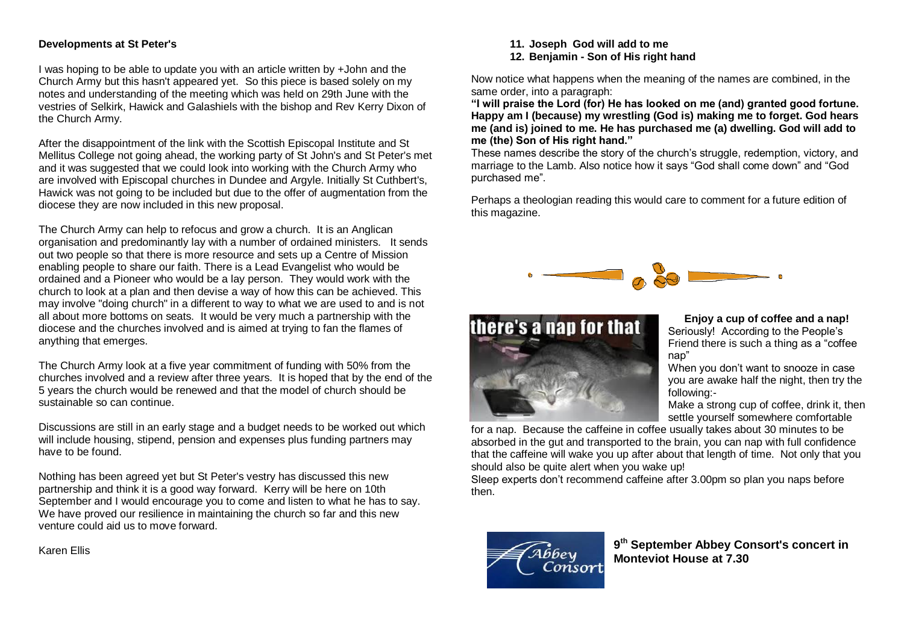## Developments at St Peter's

I was hoping to be able to update you with an article written by +John and the Church Army but this hasn't appeared yet. So this piece is based solely on my notes and understanding of the meeting which was held on 29th June with the vestries of Selkirk, Hawick and Galashiels with the bishop and Rev Kerry Dixon of the Church Army.

After the disappointment of the link with the Scottish Episcopal Institute and St Mellitus College not going ahead, the working party of St John's and St Peter's met and it was suggested that we could look into working with the Church Army who are involved with Episcopal churches in Dundee and Argyle. Initially St Cuthbert's, Hawick was not going to be included but due to the offer of augmentation from the diocese they are now included in this new proposal.

The Church Army can help to refocus and grow a church. It is an Anglican organisation and predominantly lay with a number of ordained ministers. It sends out two people so that there is more resource and sets up a Centre of Mission enabling people to share our faith. There is a Lead Evangelist who would be ordained and a Pioneer who would be a lay person. They would work with the church to look at a plan and then devise a way of how this can be achieved. This may involve "doing church" in a different to way to what we are used to and is not all about more bottoms on seats. It would be very much a partnership with the diocese and the churches involved and is aimed at trying to fan the flames of anything that emerges.

The Church Army look at a five year commitment of funding with 50% from the churches involved and a review after three years. It is hoped that by the end of the 5 years the church would be renewed and that the model of church should be sustainable so can continue.

Discussions are still in an early stage and a budget needs to be worked out which will include housing, stipend, pension and expenses plus funding partners may have to be found.

Nothing has been agreed yet but St Peter's vestry has discussed this new partnership and think it is a good way forward. Kerry will be here on 10th September and I would encourage you to come and listen to what he has to say. We have proved our resilience in maintaining the church so far and this new venture could aid us to move forward.

Karen Ellis

**11. Joseph God will add to me**
**12. Benjamin - Son of His right hand**

Now notice what happens when the meaning of the names are combined, in the same order, into a paragraph:

**"I will praise the Lord (for) He has looked on me (and) granted good fortune. Happy am I (because) my wrestling (God is) making me to forget. God hears me (and is) joined to me. He has purchased me (a) dwelling. God will add to me (the) Son of His right hand."**

These names describe the story of the church's struggle, redemption, victory, and marriage to the Lamb. Also notice how it says "God shall come down" and "God purchased me".

Perhaps a theologian reading this would care to comment for a future edition of this magazine.

there's a nap for that

**Enjoy a cup of coffee and a nap!**

Seriously! According to the People's Friend there is such a thing as a "coffee nap"

When you don't want to snooze in case you are awake half the night, then try the following:-

Make a strong cup of coffee, drink it, then settle yourself somewhere comfortable for a nap. Because the caffeine in coffee usually takes about 30 minutes to be absorbed in the gut and transported to the brain, you can nap with full confidence that the caffeine will wake you up after about that length of time. Not only that you should also be quite alert when you wake up!

Sleep experts don't recommend caffeine after 3.00pm so plan you naps before then.

**9th September Abbey Consort's concert in Monteviot House at 7.30**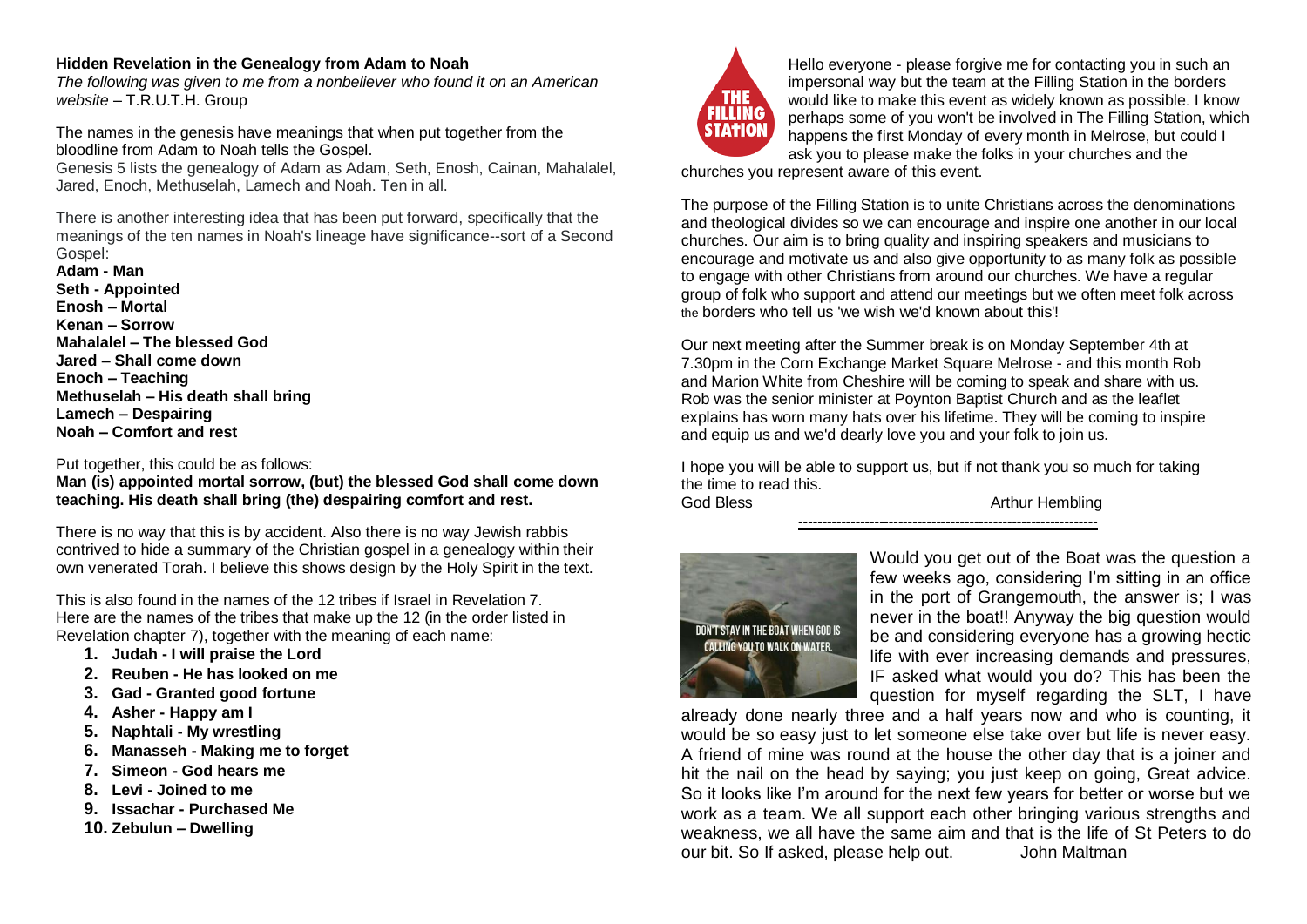**Hidden Revelation in the Genealogy from Adam to Noah**

*The following was given to me from a nonbeliever who found it on an American website* – T.R.U.T.H. Group

The names in the genesis have meanings that when put together from the bloodline from Adam to Noah tells the Gospel.

Genesis 5 lists the genealogy of Adam as Adam, Seth, Enosh, Cainan, Mahalalel, Jared, Enoch, Methuselah, Lamech and Noah. Ten in all.

There is another interesting idea that has been put forward, specifically that the meanings of the ten names in Noah's lineage have significance--sort of a Second Gospel:

**Adam - Man**
**Seth - Appointed**
**Enosh – Mortal**
**Kenan – Sorrow**
**Mahalalel – The blessed God**
**Jared – Shall come down**
**Enoch – Teaching**
**Methuselah – His death shall bring**
**Lamech – Despairing**
**Noah – Comfort and rest**

Put together, this could be as follows:

**Man (is) appointed mortal sorrow, (but) the blessed God shall come down teaching. His death shall bring (the) despairing comfort and rest.**

There is no way that this is by accident. Also there is no way Jewish rabbis contrived to hide a summary of the Christian gospel in a genealogy within their own venerated Torah. I believe this shows design by the Holy Spirit in the text.

This is also found in the names of the 12 tribes if Israel in Revelation 7. Here are the names of the tribes that make up the 12 (in the order listed in Revelation chapter 7), together with the meaning of each name:

1. **Judah - I will praise the Lord**
2. **Reuben - He has looked on me**
3. **Gad - Granted good fortune**
4. **Asher - Happy am I**
5. **Naphtali - My wrestling**
6. **Manasseh - Making me to forget**
7. **Simeon - God hears me**
8. **Levi - Joined to me**
9. **Issachar - Purchased Me**
10. **Zebulun – Dwelling**

Hello everyone - please forgive me for contacting you in such an impersonal way but the team at the Filling Station in the borders would like to make this event as widely known as possible. I know perhaps some of you won't be involved in The Filling Station, which happens the first Monday of every month in Melrose, but could I ask you to please make the folks in your churches and the churches you represent aware of this event.

The purpose of the Filling Station is to unite Christians across the denominations and theological divides so we can encourage and inspire one another in our local churches. Our aim is to bring quality and inspiring speakers and musicians to encourage and motivate us and also give opportunity to as many folk as possible to engage with other Christians from around our churches. We have a regular group of folk who support and attend our meetings but we often meet folk across the borders who tell us 'we wish we'd known about this'!

Our next meeting after the Summer break is on Monday September 4th at 7.30pm in the Corn Exchange Market Square Melrose - and this month Rob and Marion White from Cheshire will be coming to speak and share with us. Rob was the senior minister at Poynton Baptist Church and as the leaflet explains has worn many hats over his lifetime. They will be coming to inspire and equip us and we'd dearly love you and your folk to join us.

I hope you will be able to support us, but if not thank you so much for taking the time to read this.

God Bless Arthur Hembling

---

Would you get out of the Boat was the question a few weeks ago, considering I'm sitting in an office in the port of Grangemouth, the answer is; I was never in the boat!! Anyway the big question would be and considering everyone has a growing hectic life with ever increasing demands and pressures, IF asked what would you do? This has been the question for myself regarding the SLT, I have already done nearly three and a half years now and who is counting, it would be so easy just to let someone else take over but life is never easy. A friend of mine was round at the house the other day that is a joiner and hit the nail on the head by saying; you just keep on going, Great advice. So it looks like I'm around for the next few years for better or worse but we work as a team. We all support each other bringing various strengths and weakness, we all have the same aim and that is the life of St Peters to do our bit. So If asked, please help out. John Maltman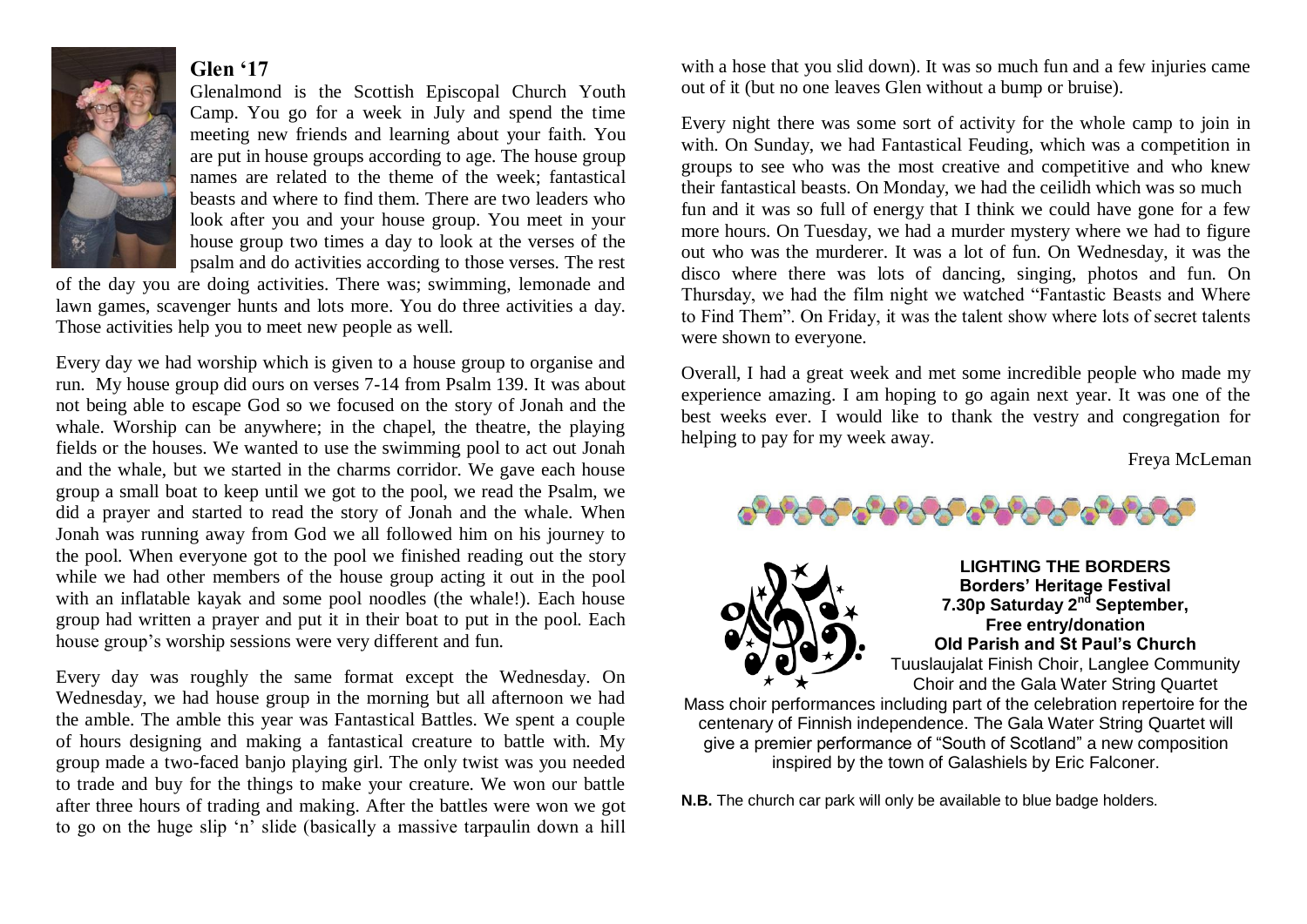## Glen '17

Glenalmond is the Scottish Episcopal Church Youth Camp. You go for a week in July and spend the time meeting new friends and learning about your faith. You are put in house groups according to age. The house group names are related to the theme of the week; fantastical beasts and where to find them. There are two leaders who look after you and your house group. You meet in your house group two times a day to look at the verses of the psalm and do activities according to those verses. The rest of the day you are doing activities. There was; swimming, lemonade and lawn games, scavenger hunts and lots more. You do three activities a day. Those activities help you to meet new people as well.

Every day we had worship which is given to a house group to organise and run. My house group did ours on verses 7-14 from Psalm 139. It was about not being able to escape God so we focused on the story of Jonah and the whale. Worship can be anywhere; in the chapel, the theatre, the playing fields or the houses. We wanted to use the swimming pool to act out Jonah and the whale, but we started in the charms corridor. We gave each house group a small boat to keep until we got to the pool, we read the Psalm, we did a prayer and started to read the story of Jonah and the whale. When Jonah was running away from God we all followed him on his journey to the pool. When everyone got to the pool we finished reading out the story while we had other members of the house group acting it out in the pool with an inflatable kayak and some pool noodles (the whale!). Each house group had written a prayer and put it in their boat to put in the pool. Each house group's worship sessions were very different and fun.

Every day was roughly the same format except the Wednesday. On Wednesday, we had house group in the morning but all afternoon we had the amble. The amble this year was Fantastical Battles. We spent a couple of hours designing and making a fantastical creature to battle with. My group made a two-faced banjo playing girl. The only twist was you needed to trade and buy for the things to make your creature. We won our battle after three hours of trading and making. After the battles were won we got to go on the huge slip 'n' slide (basically a massive tarpaulin down a hill with a hose that you slid down). It was so much fun and a few injuries came out of it (but no one leaves Glen without a bump or bruise).

Every night there was some sort of activity for the whole camp to join in with. On Sunday, we had Fantastical Feuding, which was a competition in groups to see who was the most creative and competitive and who knew their fantastical beasts. On Monday, we had the ceilidh which was so much fun and it was so full of energy that I think we could have gone for a few more hours. On Tuesday, we had a murder mystery where we had to figure out who was the murderer. It was a lot of fun. On Wednesday, it was the disco where there was lots of dancing, singing, photos and fun. On Thursday, we had the film night we watched "Fantastic Beasts and Where to Find Them". On Friday, it was the talent show where lots of secret talents were shown to everyone.

Overall, I had a great week and met some incredible people who made my experience amazing. I am hoping to go again next year. It was one of the best weeks ever. I would like to thank the vestry and congregation for helping to pay for my week away.

Freya McLeman

**LIGHTING THE BORDERS**
**Borders' Heritage Festival**
**7.30p Saturday 2nd September,**
**Free entry/donation**
**Old Parish and St Paul's Church**

Tuuslaujalat Finish Choir, Langlee Community Choir and the Gala Water String Quartet

Mass choir performances including part of the celebration repertoire for the centenary of Finnish independence. The Gala Water String Quartet will give a premier performance of "South of Scotland" a new composition inspired by the town of Galashiels by Eric Falconer.

**N.B.** The church car park will only be available to blue badge holders.